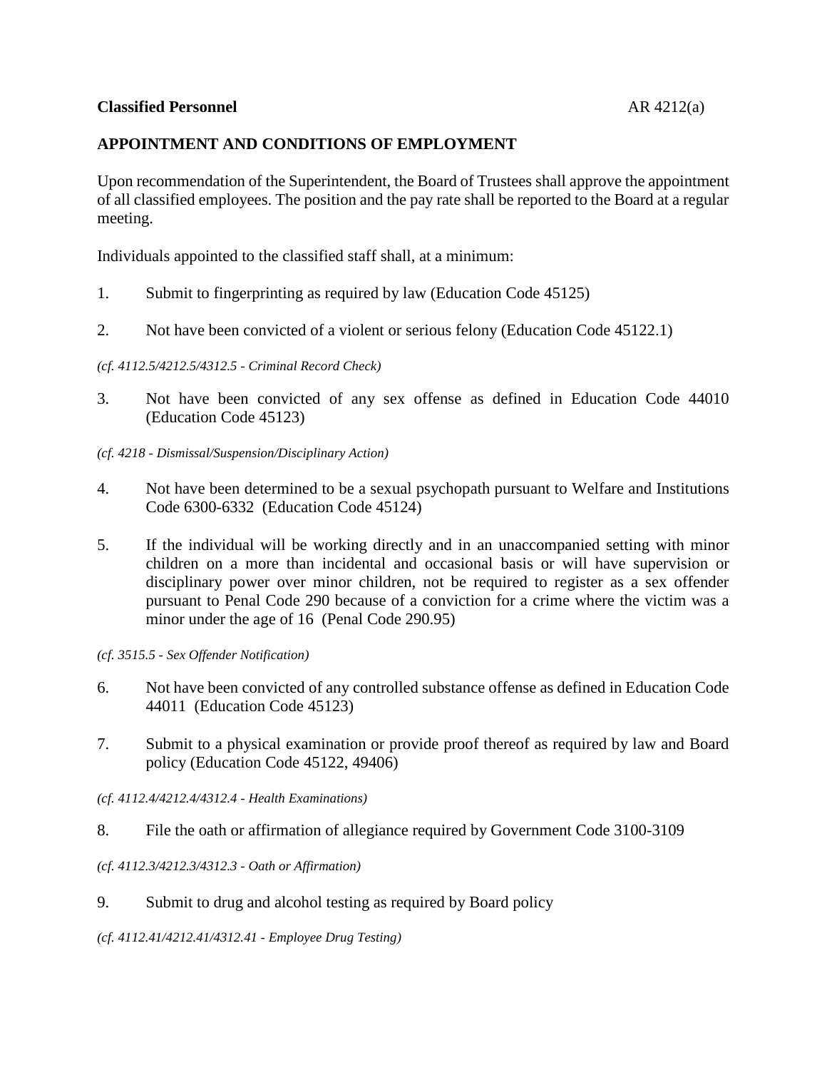**Classified Personnel** AR 4212(a)

## APPOINTMENT AND CONDITIONS OF EMPLOYMENT

Upon recommendation of the Superintendent, the Board of Trustees shall approve the appointment of all classified employees. The position and the pay rate shall be reported to the Board at a regular meeting.

Individuals appointed to the classified staff shall, at a minimum:

1. Submit to fingerprinting as required by law (Education Code 45125)

2. Not have been convicted of a violent or serious felony (Education Code 45122.1)

*(cf. 4112.5/4212.5/4312.5 - Criminal Record Check)*

3. Not have been convicted of any sex offense as defined in Education Code 44010 (Education Code 45123)

*(cf. 4218 - Dismissal/Suspension/Disciplinary Action)*

4. Not have been determined to be a sexual psychopath pursuant to Welfare and Institutions Code 6300-6332 (Education Code 45124)

5. If the individual will be working directly and in an unaccompanied setting with minor children on a more than incidental and occasional basis or will have supervision or disciplinary power over minor children, not be required to register as a sex offender pursuant to Penal Code 290 because of a conviction for a crime where the victim was a minor under the age of 16 (Penal Code 290.95)

*(cf. 3515.5 - Sex Offender Notification)*

6. Not have been convicted of any controlled substance offense as defined in Education Code 44011 (Education Code 45123)

7. Submit to a physical examination or provide proof thereof as required by law and Board policy (Education Code 45122, 49406)

*(cf. 4112.4/4212.4/4312.4 - Health Examinations)*

8. File the oath or affirmation of allegiance required by Government Code 3100-3109

*(cf. 4112.3/4212.3/4312.3 - Oath or Affirmation)*

9. Submit to drug and alcohol testing as required by Board policy

*(cf. 4112.41/4212.41/4312.41 - Employee Drug Testing)*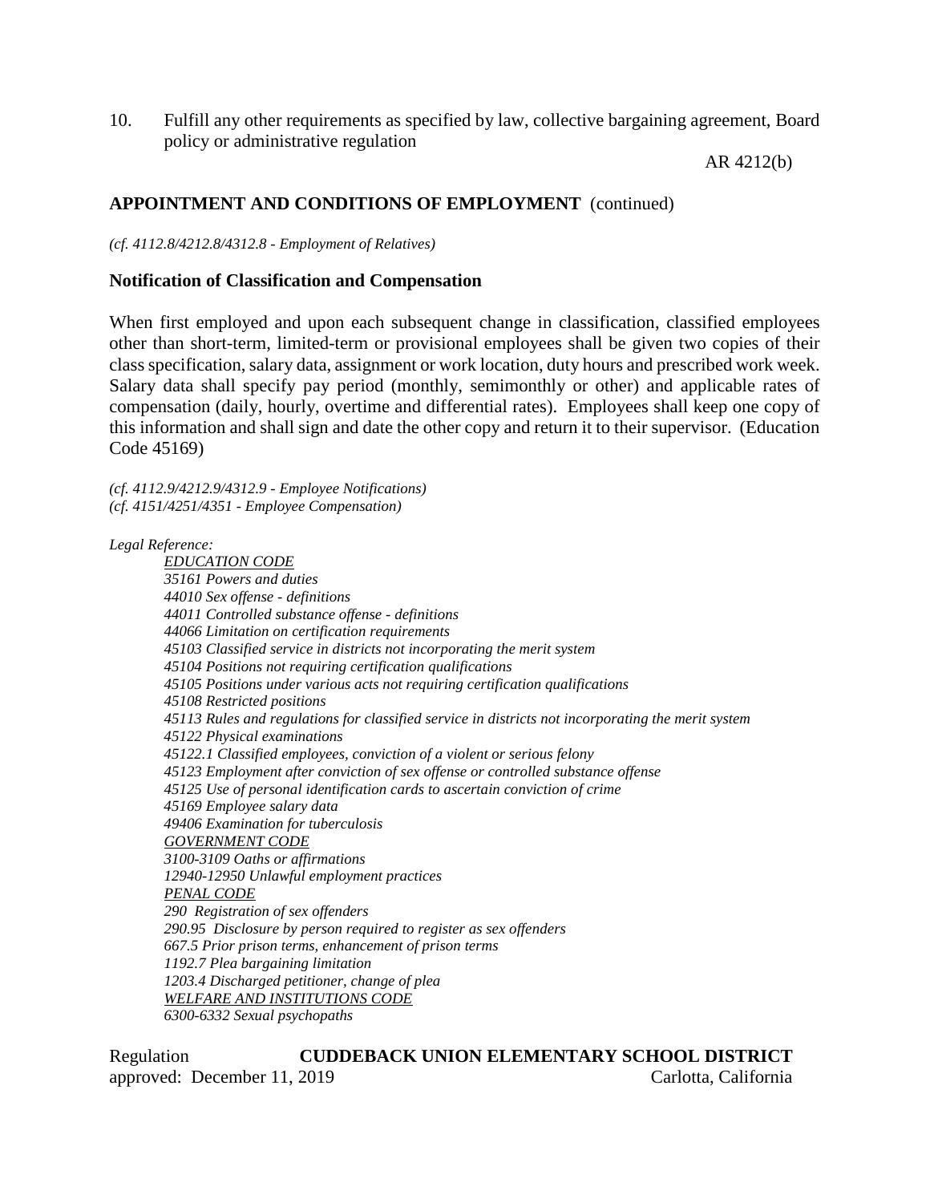10. Fulfill any other requirements as specified by law, collective bargaining agreement, Board policy or administrative regulation

## APPOINTMENT AND CONDITIONS OF EMPLOYMENT (continued)

*(cf. 4112.8/4212.8/4312.8 - Employment of Relatives)*

### Notification of Classification and Compensation

When first employed and upon each subsequent change in classification, classified employees other than short-term, limited-term or provisional employees shall be given two copies of their class specification, salary data, assignment or work location, duty hours and prescribed work week. Salary data shall specify pay period (monthly, semimonthly or other) and applicable rates of compensation (daily, hourly, overtime and differential rates). Employees shall keep one copy of this information and shall sign and date the other copy and return it to their supervisor. (Education Code 45169)

*(cf. 4112.9/4212.9/4312.9 - Employee Notifications)*
*(cf. 4151/4251/4351 - Employee Compensation)*

*Legal Reference:*

*EDUCATION CODE*
*35161 Powers and duties*
*44010 Sex offense - definitions*
*44011 Controlled substance offense - definitions*
*44066 Limitation on certification requirements*
*45103 Classified service in districts not incorporating the merit system*
*45104 Positions not requiring certification qualifications*
*45105 Positions under various acts not requiring certification qualifications*
*45108 Restricted positions*
*45113 Rules and regulations for classified service in districts not incorporating the merit system*
*45122 Physical examinations*
*45122.1 Classified employees, conviction of a violent or serious felony*
*45123 Employment after conviction of sex offense or controlled substance offense*
*45125 Use of personal identification cards to ascertain conviction of crime*
*45169 Employee salary data*
*49406 Examination for tuberculosis*

*GOVERNMENT CODE*
*3100-3109 Oaths or affirmations*
*12940-12950 Unlawful employment practices*

*PENAL CODE*
*290 Registration of sex offenders*
*290.95 Disclosure by person required to register as sex offenders*
*667.5 Prior prison terms, enhancement of prison terms*
*1192.7 Plea bargaining limitation*
*1203.4 Discharged petitioner, change of plea*

*WELFARE AND INSTITUTIONS CODE*
*6300-6332 Sexual psychopaths*

Regulation **CUDDEBACK UNION ELEMENTARY SCHOOL DISTRICT**
approved: December 11, 2019 Carlotta, California